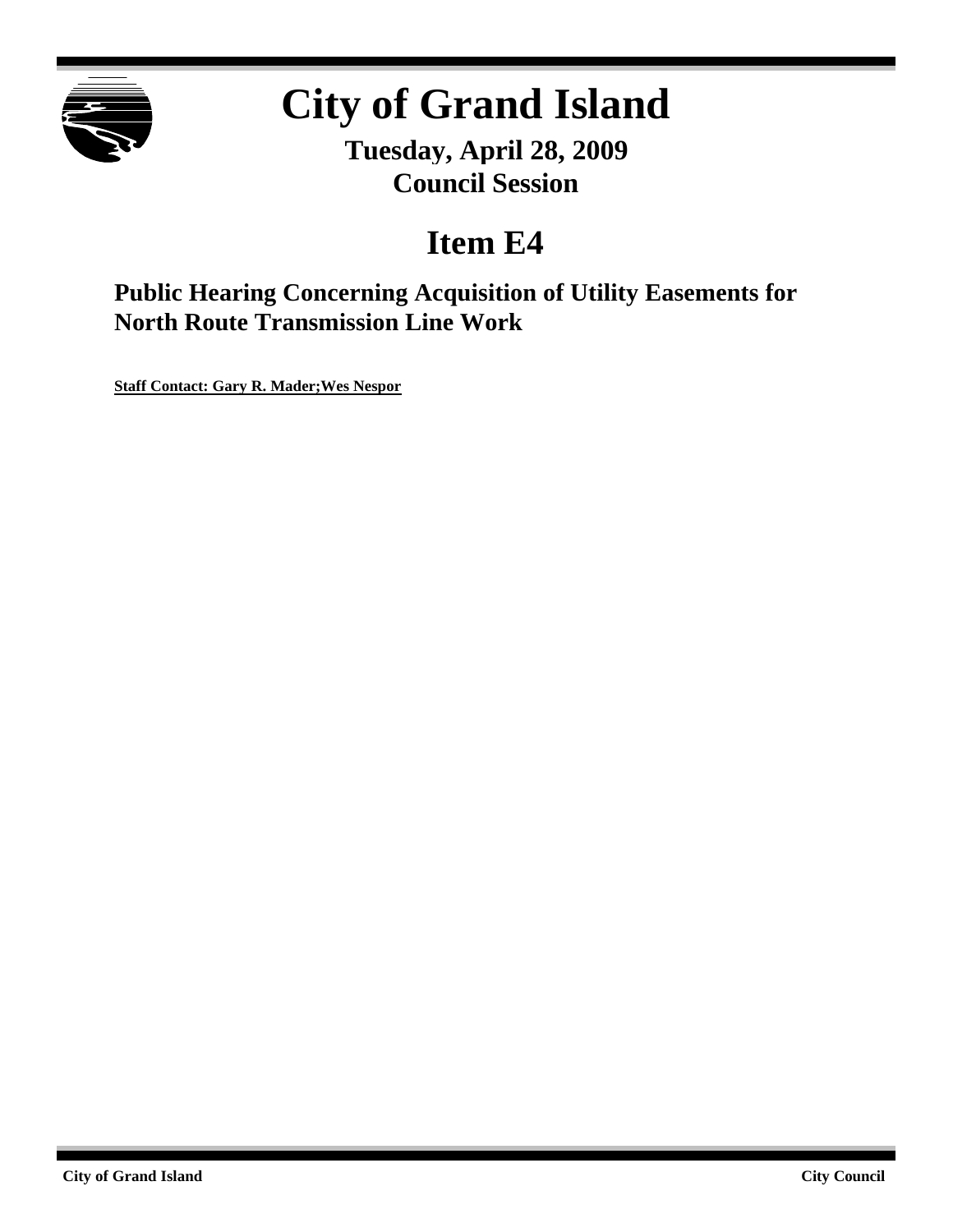# City of Grand Island

**Tuesday, April 28, 2009**
**Council Session**

## Item E4

### Public Hearing Concerning Acquisition of Utility Easements for North Route Transmission Line Work

**Staff Contact: Gary R. Mader;Wes Nespor**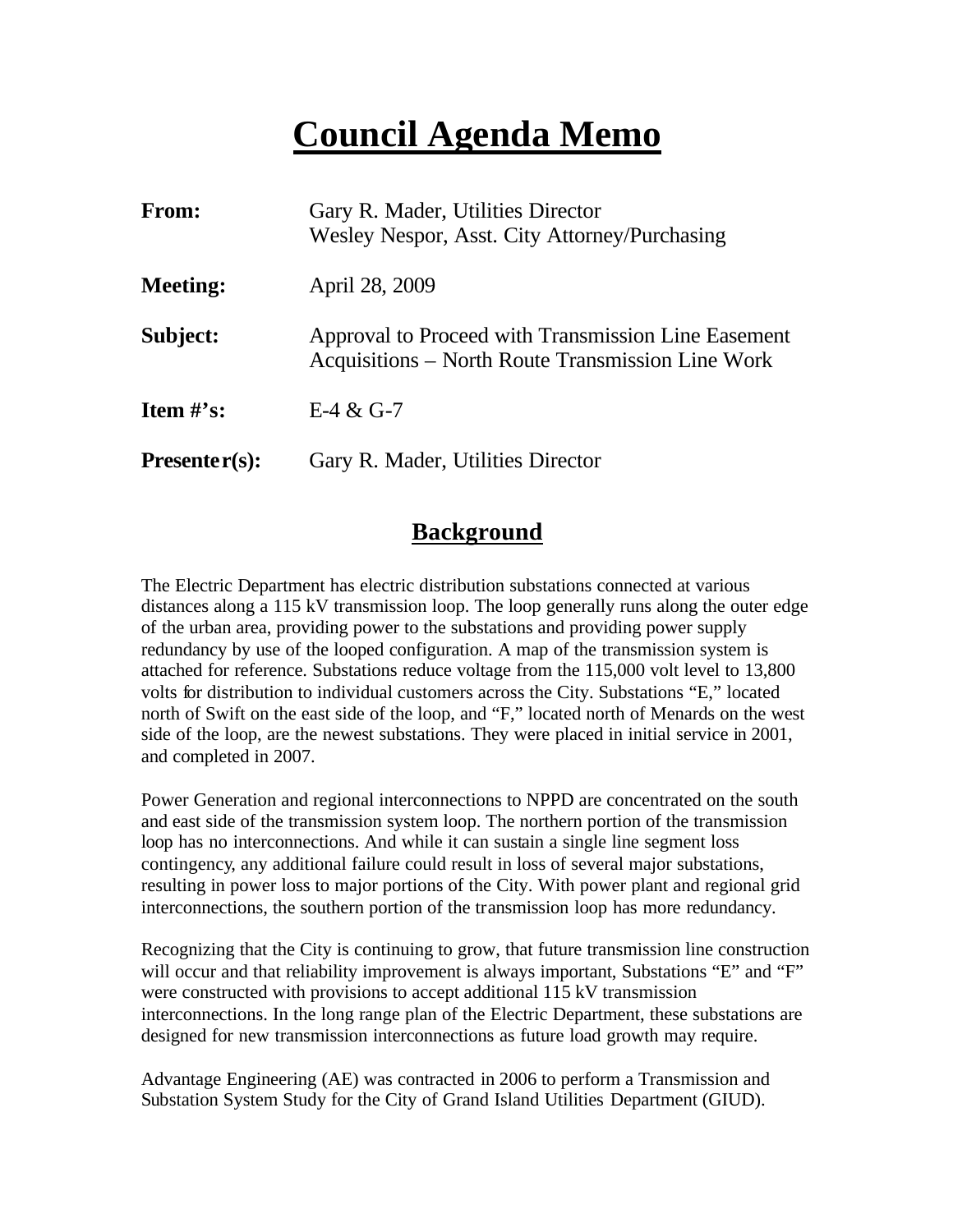# Council Agenda Memo

| | |
|---|---|
| **From:** | Gary R. Mader, Utilities Director<br>Wesley Nespor, Asst. City Attorney/Purchasing |
| **Meeting:** | April 28, 2009 |
| **Subject:** | Approval to Proceed with Transmission Line Easement Acquisitions – North Route Transmission Line Work |
| **Item #'s:** | E-4 & G-7 |
| **Presenter(s):** | Gary R. Mader, Utilities Director |

## Background

The Electric Department has electric distribution substations connected at various distances along a 115 kV transmission loop. The loop generally runs along the outer edge of the urban area, providing power to the substations and providing power supply redundancy by use of the looped configuration. A map of the transmission system is attached for reference. Substations reduce voltage from the 115,000 volt level to 13,800 volts for distribution to individual customers across the City. Substations "E," located north of Swift on the east side of the loop, and "F," located north of Menards on the west side of the loop, are the newest substations. They were placed in initial service in 2001, and completed in 2007.

Power Generation and regional interconnections to NPPD are concentrated on the south and east side of the transmission system loop. The northern portion of the transmission loop has no interconnections. And while it can sustain a single line segment loss contingency, any additional failure could result in loss of several major substations, resulting in power loss to major portions of the City. With power plant and regional grid interconnections, the southern portion of the transmission loop has more redundancy.

Recognizing that the City is continuing to grow, that future transmission line construction will occur and that reliability improvement is always important, Substations "E" and "F" were constructed with provisions to accept additional 115 kV transmission interconnections. In the long range plan of the Electric Department, these substations are designed for new transmission interconnections as future load growth may require.

Advantage Engineering (AE) was contracted in 2006 to perform a Transmission and Substation System Study for the City of Grand Island Utilities Department (GIUD).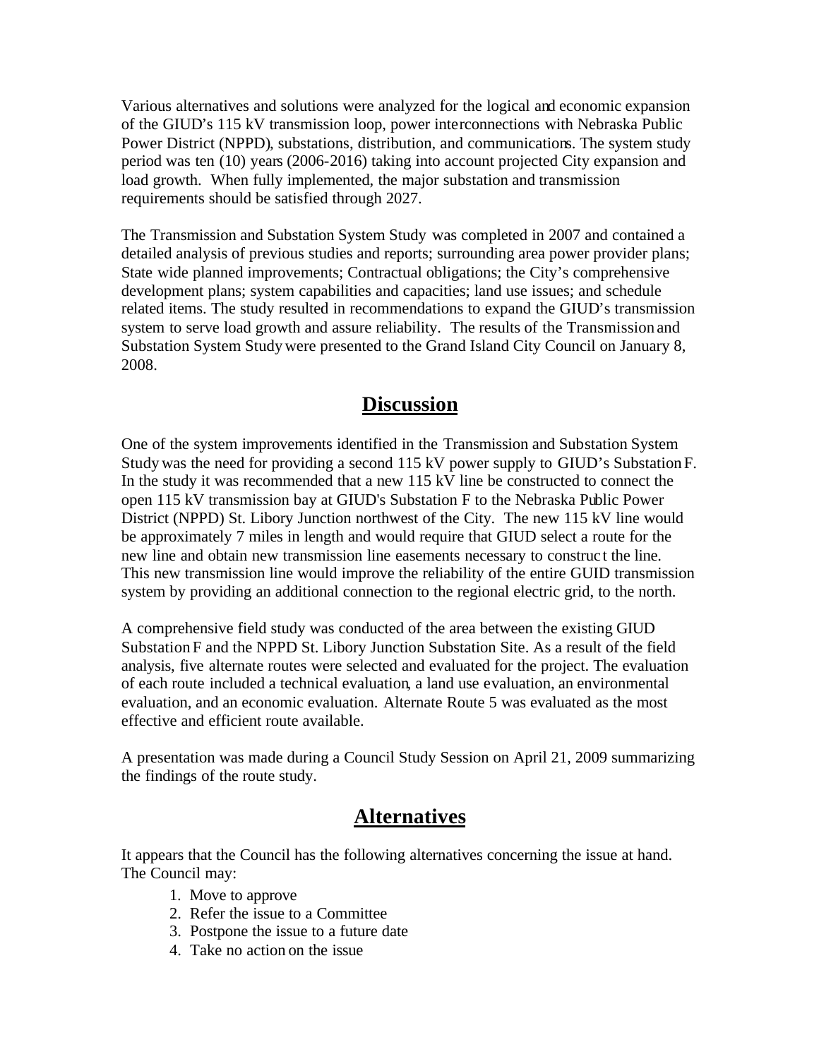Various alternatives and solutions were analyzed for the logical and economic expansion of the GIUD's 115 kV transmission loop, power interconnections with Nebraska Public Power District (NPPD), substations, distribution, and communications. The system study period was ten (10) years (2006-2016) taking into account projected City expansion and load growth. When fully implemented, the major substation and transmission requirements should be satisfied through 2027.

The Transmission and Substation System Study was completed in 2007 and contained a detailed analysis of previous studies and reports; surrounding area power provider plans; State wide planned improvements; Contractual obligations; the City's comprehensive development plans; system capabilities and capacities; land use issues; and schedule related items. The study resulted in recommendations to expand the GIUD's transmission system to serve load growth and assure reliability. The results of the Transmission and Substation System Study were presented to the Grand Island City Council on January 8, 2008.

## Discussion

One of the system improvements identified in the Transmission and Substation System Study was the need for providing a second 115 kV power supply to GIUD's Substation F. In the study it was recommended that a new 115 kV line be constructed to connect the open 115 kV transmission bay at GIUD's Substation F to the Nebraska Public Power District (NPPD) St. Libory Junction northwest of the City. The new 115 kV line would be approximately 7 miles in length and would require that GIUD select a route for the new line and obtain new transmission line easements necessary to construct the line. This new transmission line would improve the reliability of the entire GUID transmission system by providing an additional connection to the regional electric grid, to the north.

A comprehensive field study was conducted of the area between the existing GIUD Substation F and the NPPD St. Libory Junction Substation Site. As a result of the field analysis, five alternate routes were selected and evaluated for the project. The evaluation of each route included a technical evaluation, a land use evaluation, an environmental evaluation, and an economic evaluation. Alternate Route 5 was evaluated as the most effective and efficient route available.

A presentation was made during a Council Study Session on April 21, 2009 summarizing the findings of the route study.

## Alternatives

It appears that the Council has the following alternatives concerning the issue at hand. The Council may:

1. Move to approve
2. Refer the issue to a Committee
3. Postpone the issue to a future date
4. Take no action on the issue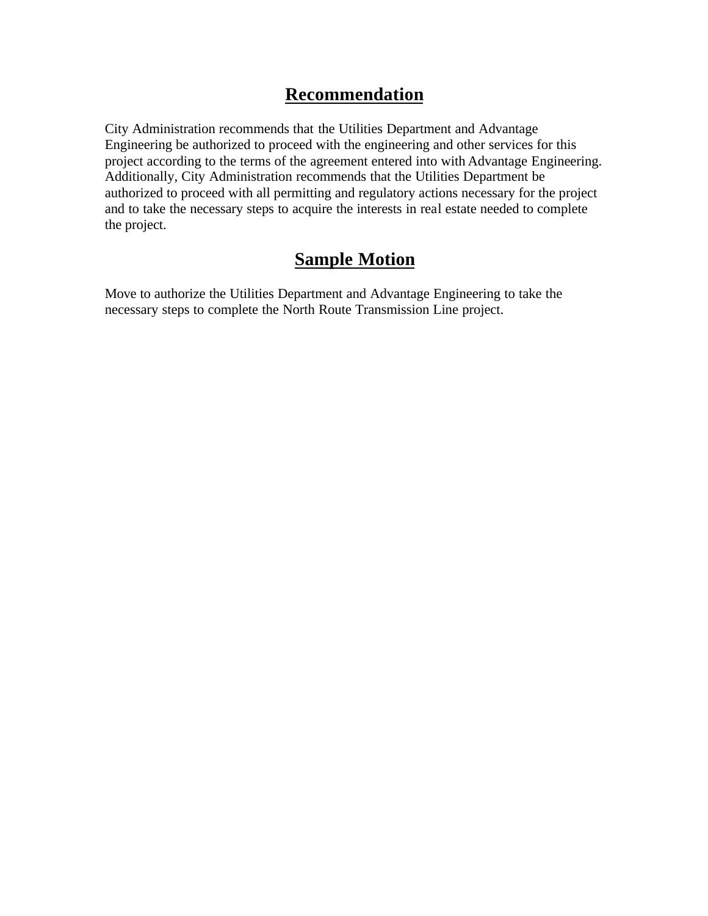## Recommendation

City Administration recommends that the Utilities Department and Advantage Engineering be authorized to proceed with the engineering and other services for this project according to the terms of the agreement entered into with Advantage Engineering. Additionally, City Administration recommends that the Utilities Department be authorized to proceed with all permitting and regulatory actions necessary for the project and to take the necessary steps to acquire the interests in real estate needed to complete the project.

## Sample Motion

Move to authorize the Utilities Department and Advantage Engineering to take the necessary steps to complete the North Route Transmission Line project.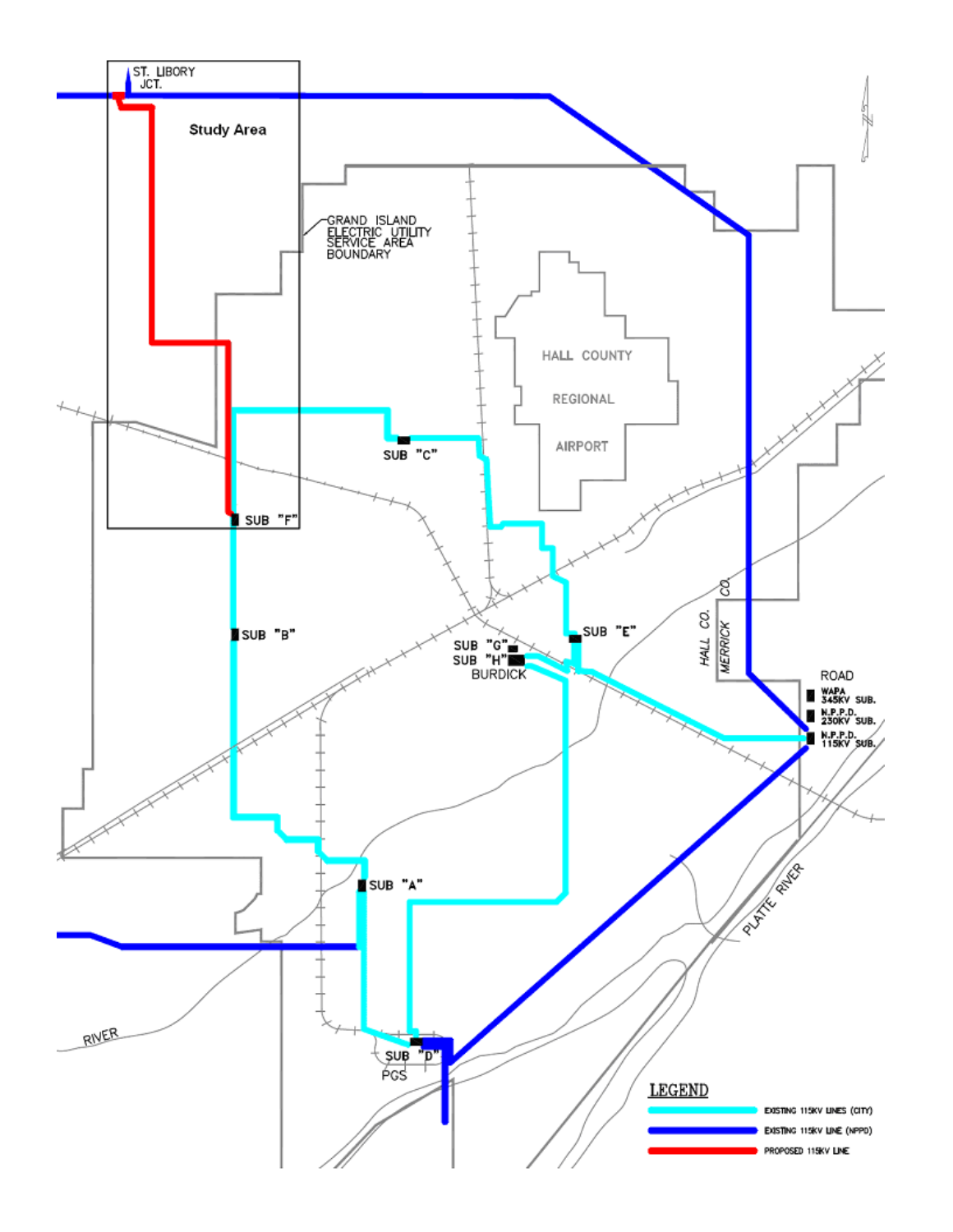ST. LIBORY JCT.

Study Area

GRAND ISLAND ELECTRIC UTILITY SERVICE AREA BOUNDARY

HALL COUNTY REGIONAL AIRPORT

SUB "C"

SUB "F"

SUB "B"

SUB "E"

SUB "G"

SUB "H"

BURDICK

HALL CO.

MERRICK CO.

ROAD

WAPA 345KV SUB.

N.P.P.D. 230KV SUB.

N.P.P.D. 115KV SUB.

SUB "A"

RIVER

SUB "D"

PGS

PLATTE RIVER

LEGEND

EXISTING 115KV LINES (CITY)

EXISTING 115KV LINE (NPPD)

PROPOSED 115KV LINE